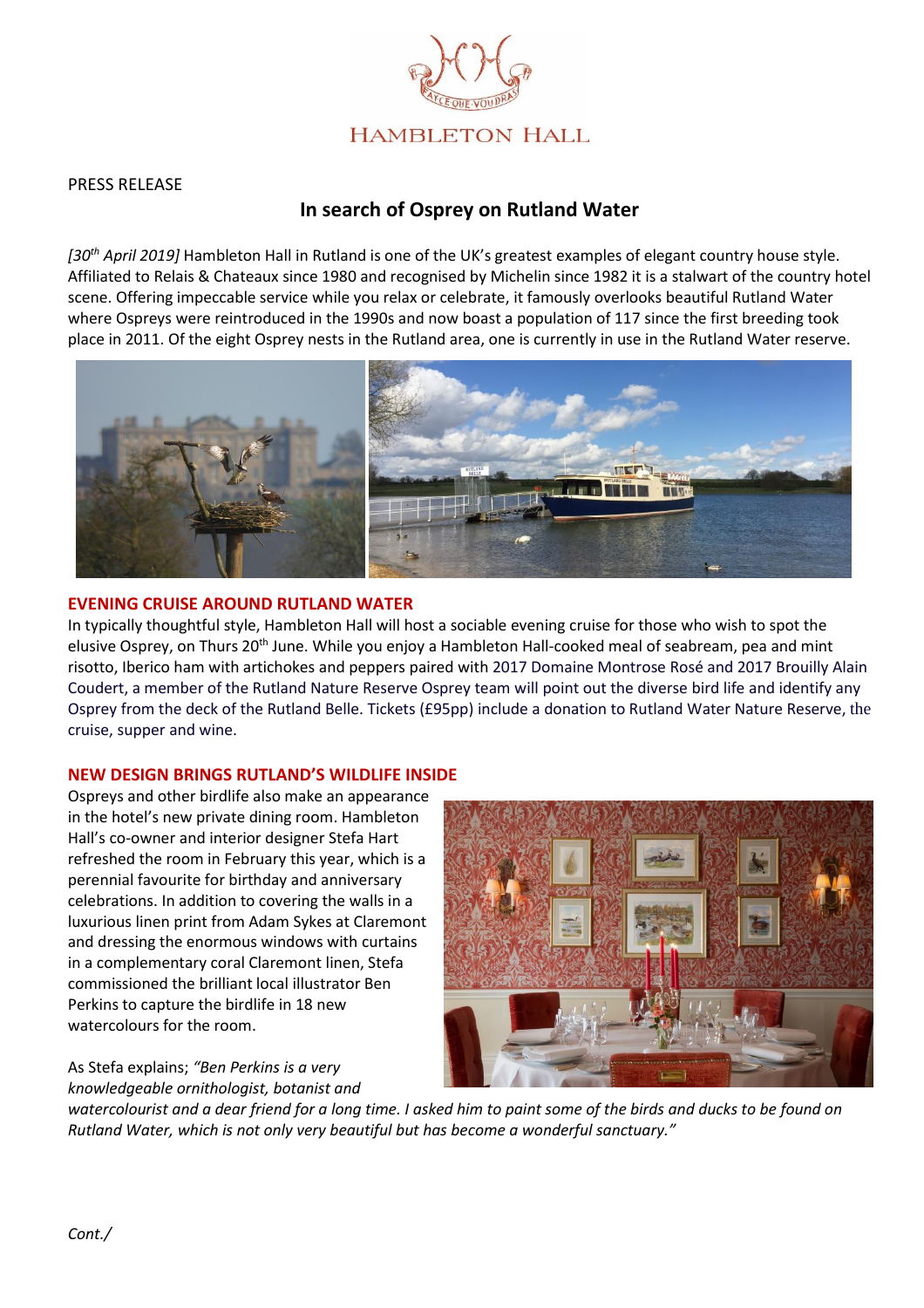HAMBLETON HALL

PRESS RELEASE

# In search of Osprey on Rutland Water

*[30th April 2019]* Hambleton Hall in Rutland is one of the UK's greatest examples of elegant country house style. Affiliated to Relais & Chateaux since 1980 and recognised by Michelin since 1982 it is a stalwart of the country hotel scene. Offering impeccable service while you relax or celebrate, it famously overlooks beautiful Rutland Water where Ospreys were reintroduced in the 1990s and now boast a population of 117 since the first breeding took place in 2011. Of the eight Osprey nests in the Rutland area, one is currently in use in the Rutland Water reserve.

## EVENING CRUISE AROUND RUTLAND WATER

In typically thoughtful style, Hambleton Hall will host a sociable evening cruise for those who wish to spot the elusive Osprey, on Thurs 20th June. While you enjoy a Hambleton Hall-cooked meal of seabream, pea and mint risotto, Iberico ham with artichokes and peppers paired with 2017 Domaine Montrose Rosé and 2017 Brouilly Alain Coudert, a member of the Rutland Nature Reserve Osprey team will point out the diverse bird life and identify any Osprey from the deck of the Rutland Belle. Tickets (£95pp) include a donation to Rutland Water Nature Reserve, the cruise, supper and wine.

## NEW DESIGN BRINGS RUTLAND'S WILDLIFE INSIDE

Ospreys and other birdlife also make an appearance in the hotel's new private dining room. Hambleton Hall's co-owner and interior designer Stefa Hart refreshed the room in February this year, which is a perennial favourite for birthday and anniversary celebrations. In addition to covering the walls in a luxurious linen print from Adam Sykes at Claremont and dressing the enormous windows with curtains in a complementary coral Claremont linen, Stefa commissioned the brilliant local illustrator Ben Perkins to capture the birdlife in 18 new watercolours for the room.

As Stefa explains; *"Ben Perkins is a very knowledgeable ornithologist, botanist and watercolourist and a dear friend for a long time. I asked him to paint some of the birds and ducks to be found on Rutland Water, which is not only very beautiful but has become a wonderful sanctuary."*

*Cont./*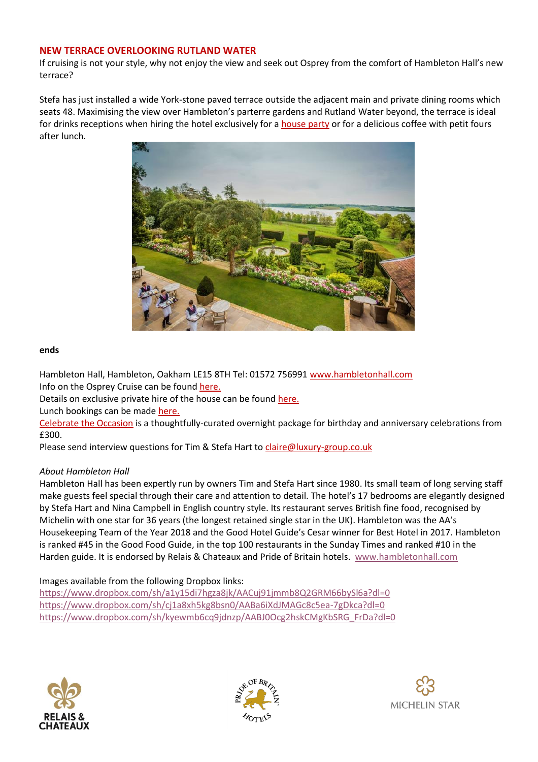## NEW TERRACE OVERLOOKING RUTLAND WATER

If cruising is not your style, why not enjoy the view and seek out Osprey from the comfort of Hambleton Hall's new terrace?

Stefa has just installed a wide York-stone paved terrace outside the adjacent main and private dining rooms which seats 48. Maximising the view over Hambleton's parterre gardens and Rutland Water beyond, the terrace is ideal for drinks receptions when hiring the hotel exclusively for a house party or for a delicious coffee with petit fours after lunch.

**ends**

Hambleton Hall, Hambleton, Oakham LE15 8TH Tel: 01572 756991 www.hambletonhall.com
Info on the Osprey Cruise can be found here.
Details on exclusive private hire of the house can be found here.
Lunch bookings can be made here.
Celebrate the Occasion is a thoughtfully-curated overnight package for birthday and anniversary celebrations from £300.
Please send interview questions for Tim & Stefa Hart to claire@luxury-group.co.uk

*About Hambleton Hall*

Hambleton Hall has been expertly run by owners Tim and Stefa Hart since 1980. Its small team of long serving staff make guests feel special through their care and attention to detail. The hotel's 17 bedrooms are elegantly designed by Stefa Hart and Nina Campbell in English country style. Its restaurant serves British fine food, recognised by Michelin with one star for 36 years (the longest retained single star in the UK). Hambleton was the AA's Housekeeping Team of the Year 2018 and the Good Hotel Guide's Cesar winner for Best Hotel in 2017. Hambleton is ranked #45 in the Good Food Guide, in the top 100 restaurants in the Sunday Times and ranked #10 in the Harden guide. It is endorsed by Relais & Chateaux and Pride of Britain hotels. www.hambletonhall.com

Images available from the following Dropbox links:
https://www.dropbox.com/sh/a1y15di7hgza8jk/AACuj91jmmb8Q2GRM66bySl6a?dl=0
https://www.dropbox.com/sh/cj1a8xh5kg8bsn0/AABa6iXdJMAGc8c5ea-7gDkca?dl=0
https://www.dropbox.com/sh/kyewmb6cq9jdnzp/AABJ0Ocg2hskCMgKbSRG_FrDa?dl=0

RELAIS & CHATEAUX

PRIDE OF BRITAIN HOTELS

MICHELIN STAR